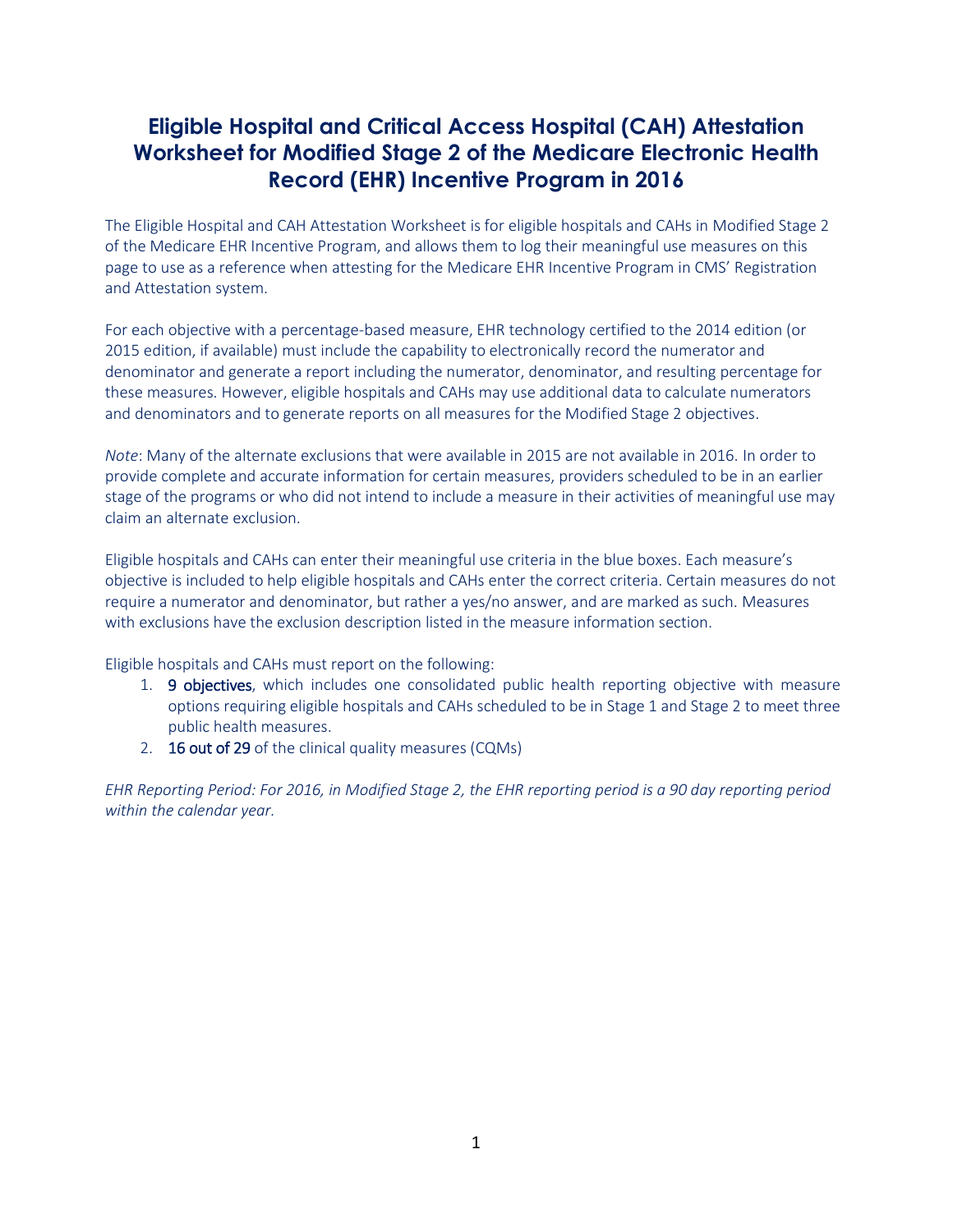# Eligible Hospital and Critical Access Hospital (CAH) Attestation Worksheet for Modified Stage 2 of the Medicare Electronic Health Record (EHR) Incentive Program in 2016

The Eligible Hospital and CAH Attestation Worksheet is for eligible hospitals and CAHs in Modified Stage 2 of the Medicare EHR Incentive Program, and allows them to log their meaningful use measures on this page to use as a reference when attesting for the Medicare EHR Incentive Program in CMS' Registration and Attestation system.

For each objective with a percentage-based measure, EHR technology certified to the 2014 edition (or 2015 edition, if available) must include the capability to electronically record the numerator and denominator and generate a report including the numerator, denominator, and resulting percentage for these measures. However, eligible hospitals and CAHs may use additional data to calculate numerators and denominators and to generate reports on all measures for the Modified Stage 2 objectives.

*Note*: Many of the alternate exclusions that were available in 2015 are not available in 2016. In order to provide complete and accurate information for certain measures, providers scheduled to be in an earlier stage of the programs or who did not intend to include a measure in their activities of meaningful use may claim an alternate exclusion.

Eligible hospitals and CAHs can enter their meaningful use criteria in the blue boxes. Each measure's objective is included to help eligible hospitals and CAHs enter the correct criteria. Certain measures do not require a numerator and denominator, but rather a yes/no answer, and are marked as such. Measures with exclusions have the exclusion description listed in the measure information section.

Eligible hospitals and CAHs must report on the following:

1. 9 objectives, which includes one consolidated public health reporting objective with measure options requiring eligible hospitals and CAHs scheduled to be in Stage 1 and Stage 2 to meet three public health measures.
2. 16 out of 29 of the clinical quality measures (CQMs)

*EHR Reporting Period: For 2016, in Modified Stage 2, the EHR reporting period is a 90 day reporting period within the calendar year.*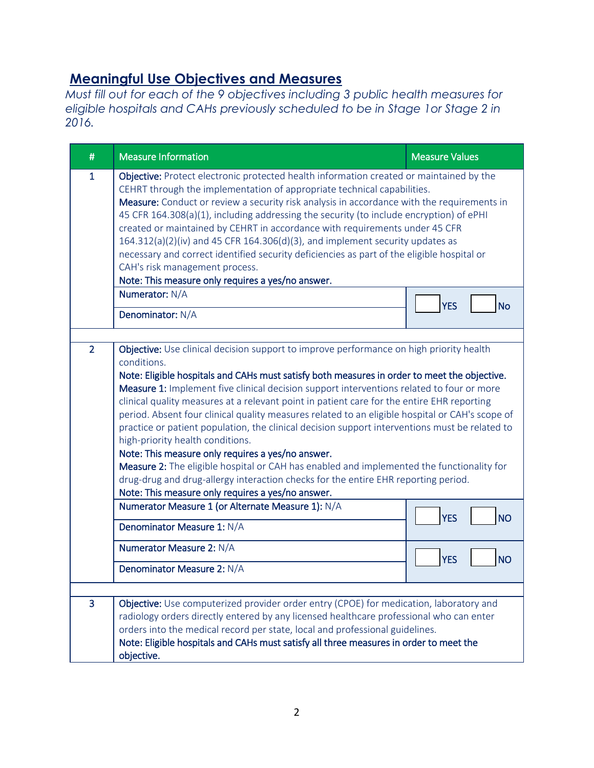## Meaningful Use Objectives and Measures

*Must fill out for each of the 9 objectives including 3 public health measures for eligible hospitals and CAHs previously scheduled to be in Stage 1or Stage 2 in 2016.*

| # | Measure Information | Measure Values |
|---|---|---|
| 1 | **Objective:** Protect electronic protected health information created or maintained by the CEHRT through the implementation of appropriate technical capabilities.<br>**Measure:** Conduct or review a security risk analysis in accordance with the requirements in 45 CFR 164.308(a)(1), including addressing the security (to include encryption) of ePHI created or maintained by CEHRT in accordance with requirements under 45 CFR 164.312(a)(2)(iv) and 45 CFR 164.306(d)(3), and implement security updates as necessary and correct identified security deficiencies as part of the eligible hospital or CAH's risk management process.<br>**Note: This measure only requires a yes/no answer.** | |
| | **Numerator:** N/A<br>**Denominator:** N/A | ☐ YES ☐ No |
| | | |
| 2 | **Objective:** Use clinical decision support to improve performance on high priority health conditions.<br>**Note: Eligible hospitals and CAHs must satisfy both measures in order to meet the objective.**<br>**Measure 1:** Implement five clinical decision support interventions related to four or more clinical quality measures at a relevant point in patient care for the entire EHR reporting period. Absent four clinical quality measures related to an eligible hospital or CAH's scope of practice or patient population, the clinical decision support interventions must be related to high-priority health conditions.<br>**Note: This measure only requires a yes/no answer.**<br>**Measure 2:** The eligible hospital or CAH has enabled and implemented the functionality for drug-drug and drug-allergy interaction checks for the entire EHR reporting period.<br>**Note: This measure only requires a yes/no answer.** | |
| | **Numerator Measure 1 (or Alternate Measure 1):** N/A<br>**Denominator Measure 1:** N/A | ☐ YES ☐ NO |
| | **Numerator Measure 2:** N/A<br>**Denominator Measure 2:** N/A | ☐ YES ☐ NO |
| | | |
| 3 | **Objective:** Use computerized provider order entry (CPOE) for medication, laboratory and radiology orders directly entered by any licensed healthcare professional who can enter orders into the medical record per state, local and professional guidelines.<br>**Note: Eligible hospitals and CAHs must satisfy all three measures in order to meet the objective.** | |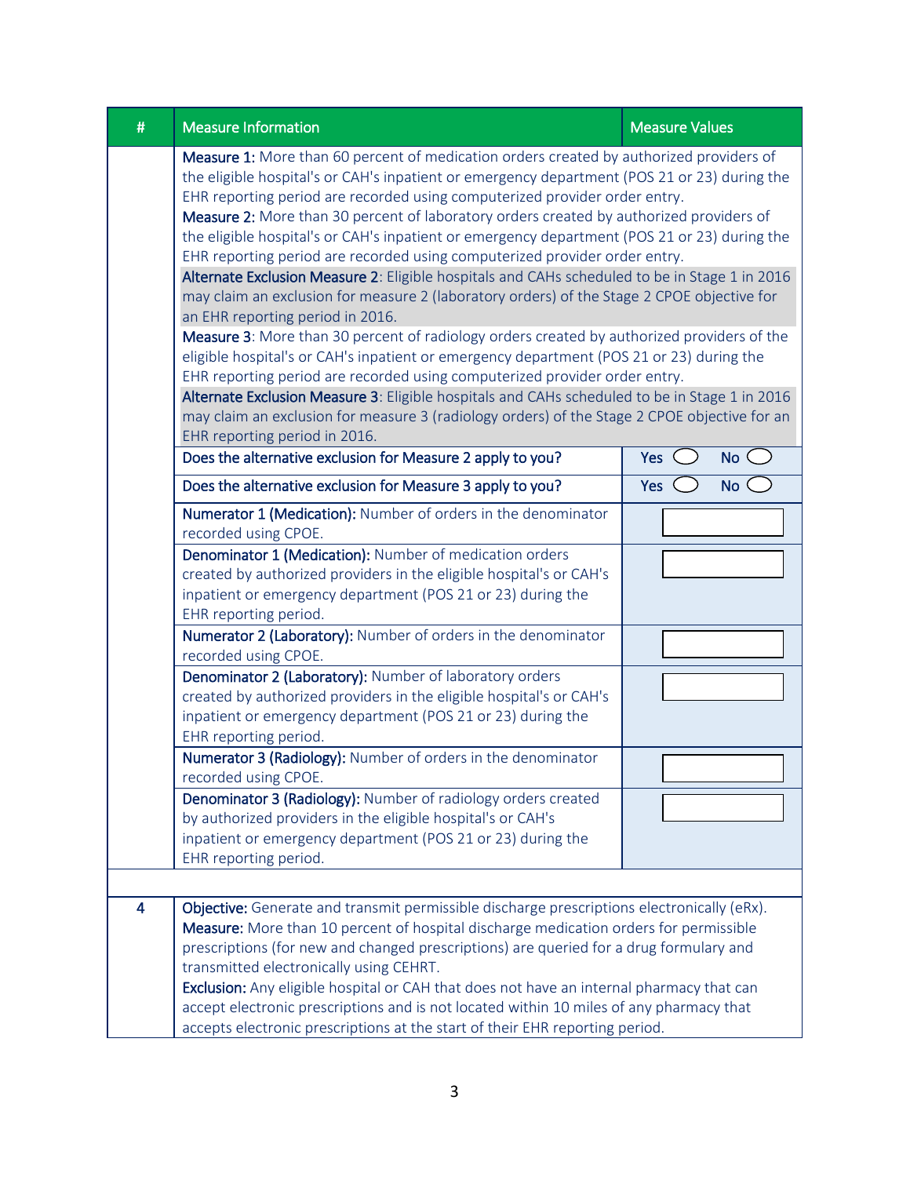| # | Measure Information | Measure Values |
|---|---|---|
| | **Measure 1:** More than 60 percent of medication orders created by authorized providers of the eligible hospital's or CAH's inpatient or emergency department (POS 21 or 23) during the EHR reporting period are recorded using computerized provider order entry.<br>**Measure 2:** More than 30 percent of laboratory orders created by authorized providers of the eligible hospital's or CAH's inpatient or emergency department (POS 21 or 23) during the EHR reporting period are recorded using computerized provider order entry.<br>**Alternate Exclusion Measure 2**: Eligible hospitals and CAHs scheduled to be in Stage 1 in 2016 may claim an exclusion for measure 2 (laboratory orders) of the Stage 2 CPOE objective for an EHR reporting period in 2016.<br>**Measure 3**: More than 30 percent of radiology orders created by authorized providers of the eligible hospital's or CAH's inpatient or emergency department (POS 21 or 23) during the EHR reporting period are recorded using computerized provider order entry.<br>**Alternate Exclusion Measure 3**: Eligible hospitals and CAHs scheduled to be in Stage 1 in 2016 may claim an exclusion for measure 3 (radiology orders) of the Stage 2 CPOE objective for an EHR reporting period in 2016. | |
| | Does the alternative exclusion for Measure 2 apply to you? | Yes ◯ No ◯ |
| | Does the alternative exclusion for Measure 3 apply to you? | Yes ◯ No ◯ |
| | **Numerator 1 (Medication):** Number of orders in the denominator recorded using CPOE. | |
| | **Denominator 1 (Medication):** Number of medication orders created by authorized providers in the eligible hospital's or CAH's inpatient or emergency department (POS 21 or 23) during the EHR reporting period. | |
| | **Numerator 2 (Laboratory):** Number of orders in the denominator recorded using CPOE. | |
| | **Denominator 2 (Laboratory):** Number of laboratory orders created by authorized providers in the eligible hospital's or CAH's inpatient or emergency department (POS 21 or 23) during the EHR reporting period. | |
| | **Numerator 3 (Radiology):** Number of orders in the denominator recorded using CPOE. | |
| | **Denominator 3 (Radiology):** Number of radiology orders created by authorized providers in the eligible hospital's or CAH's inpatient or emergency department (POS 21 or 23) during the EHR reporting period. | |
| | | |
| 4 | **Objective:** Generate and transmit permissible discharge prescriptions electronically (eRx).<br>**Measure:** More than 10 percent of hospital discharge medication orders for permissible prescriptions (for new and changed prescriptions) are queried for a drug formulary and transmitted electronically using CEHRT.<br>**Exclusion:** Any eligible hospital or CAH that does not have an internal pharmacy that can accept electronic prescriptions and is not located within 10 miles of any pharmacy that accepts electronic prescriptions at the start of their EHR reporting period. | |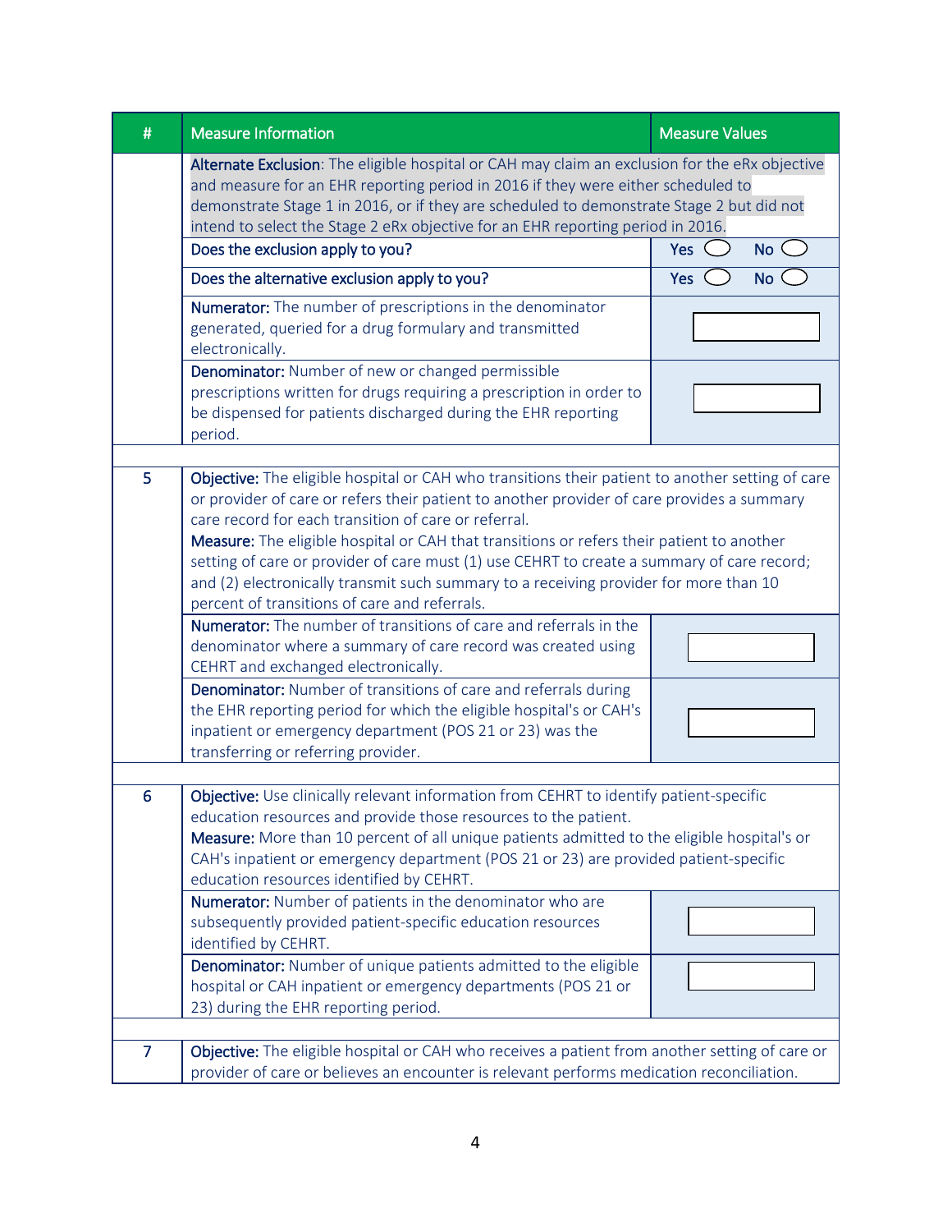| # | Measure Information | Measure Values |
|---|---|---|
| | **Alternate Exclusion**: The eligible hospital or CAH may claim an exclusion for the eRx objective and measure for an EHR reporting period in 2016 if they were either scheduled to demonstrate Stage 1 in 2016, or if they are scheduled to demonstrate Stage 2 but did not intend to select the Stage 2 eRx objective for an EHR reporting period in 2016. | |
| | Does the exclusion apply to you? | Yes ◯ No ◯ |
| | Does the alternative exclusion apply to you? | Yes ◯ No ◯ |
| | **Numerator:** The number of prescriptions in the denominator generated, queried for a drug formulary and transmitted electronically. | |
| | **Denominator:** Number of new or changed permissible prescriptions written for drugs requiring a prescription in order to be dispensed for patients discharged during the EHR reporting period. | |
| | | |
| 5 | **Objective:** The eligible hospital or CAH who transitions their patient to another setting of care or provider of care or refers their patient to another provider of care provides a summary care record for each transition of care or referral.<br>**Measure:** The eligible hospital or CAH that transitions or refers their patient to another setting of care or provider of care must (1) use CEHRT to create a summary of care record; and (2) electronically transmit such summary to a receiving provider for more than 10 percent of transitions of care and referrals. | |
| | **Numerator:** The number of transitions of care and referrals in the denominator where a summary of care record was created using CEHRT and exchanged electronically. | |
| | **Denominator:** Number of transitions of care and referrals during the EHR reporting period for which the eligible hospital's or CAH's inpatient or emergency department (POS 21 or 23) was the transferring or referring provider. | |
| | | |
| 6 | **Objective:** Use clinically relevant information from CEHRT to identify patient-specific education resources and provide those resources to the patient.<br>**Measure:** More than 10 percent of all unique patients admitted to the eligible hospital's or CAH's inpatient or emergency department (POS 21 or 23) are provided patient-specific education resources identified by CEHRT. | |
| | **Numerator:** Number of patients in the denominator who are subsequently provided patient-specific education resources identified by CEHRT. | |
| | **Denominator:** Number of unique patients admitted to the eligible hospital or CAH inpatient or emergency departments (POS 21 or 23) during the EHR reporting period. | |
| | | |
| 7 | **Objective:** The eligible hospital or CAH who receives a patient from another setting of care or provider of care or believes an encounter is relevant performs medication reconciliation. | |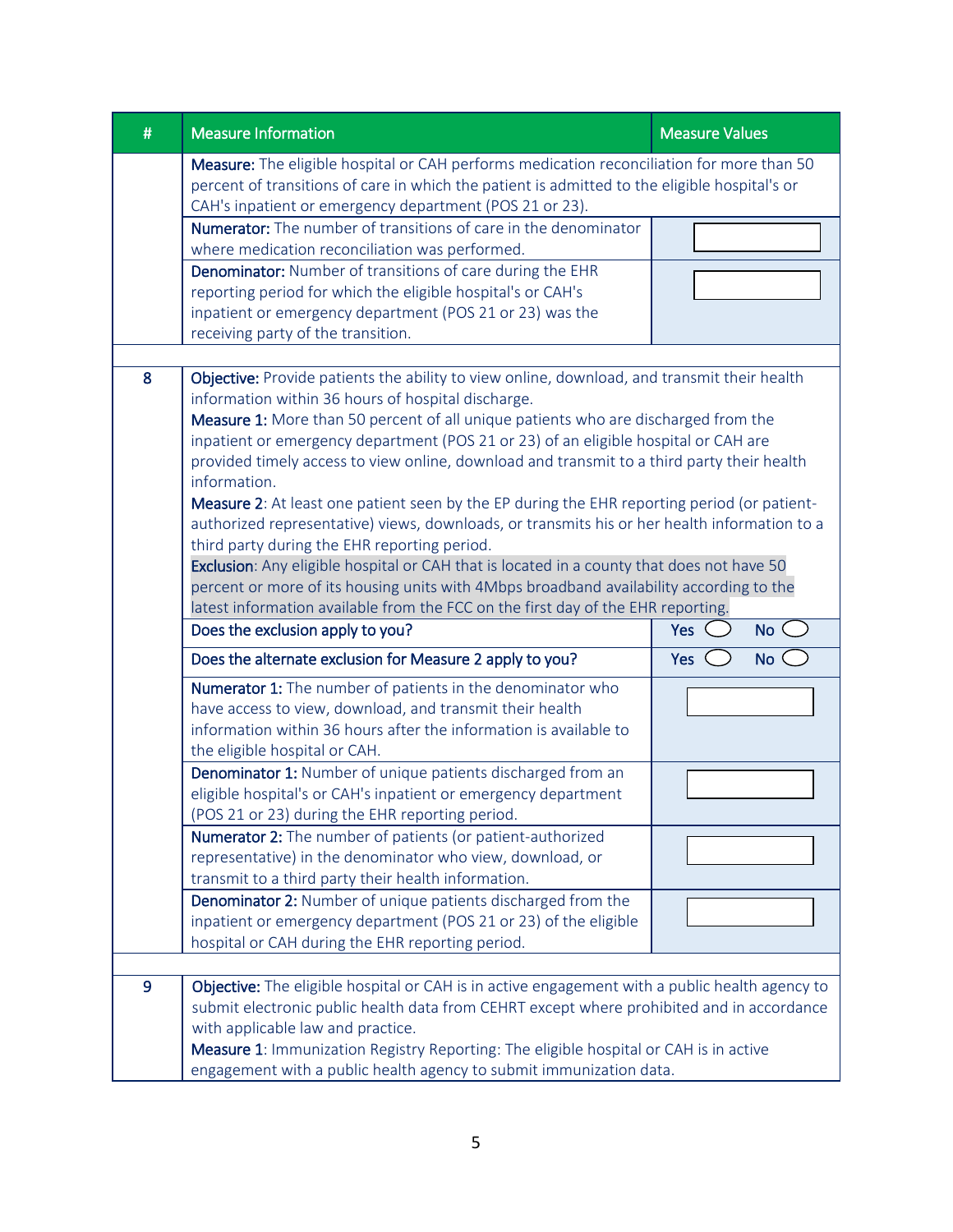| # | Measure Information | Measure Values |
|---|---|---|
| | **Measure:** The eligible hospital or CAH performs medication reconciliation for more than 50 percent of transitions of care in which the patient is admitted to the eligible hospital's or CAH's inpatient or emergency department (POS 21 or 23). | |
| | **Numerator:** The number of transitions of care in the denominator where medication reconciliation was performed. | |
| | **Denominator:** Number of transitions of care during the EHR reporting period for which the eligible hospital's or CAH's inpatient or emergency department (POS 21 or 23) was the receiving party of the transition. | |
| | | |
| 8 | **Objective:** Provide patients the ability to view online, download, and transmit their health information within 36 hours of hospital discharge.<br>**Measure 1:** More than 50 percent of all unique patients who are discharged from the inpatient or emergency department (POS 21 or 23) of an eligible hospital or CAH are provided timely access to view online, download and transmit to a third party their health information.<br>**Measure 2**: At least one patient seen by the EP during the EHR reporting period (or patient-authorized representative) views, downloads, or transmits his or her health information to a third party during the EHR reporting period.<br>**Exclusion**: Any eligible hospital or CAH that is located in a county that does not have 50 percent or more of its housing units with 4Mbps broadband availability according to the latest information available from the FCC on the first day of the EHR reporting. | |
| | Does the exclusion apply to you? | Yes ◯ No ◯ |
| | Does the alternate exclusion for Measure 2 apply to you? | Yes ◯ No ◯ |
| | **Numerator 1:** The number of patients in the denominator who have access to view, download, and transmit their health information within 36 hours after the information is available to the eligible hospital or CAH. | |
| | **Denominator 1:** Number of unique patients discharged from an eligible hospital's or CAH's inpatient or emergency department (POS 21 or 23) during the EHR reporting period. | |
| | **Numerator 2:** The number of patients (or patient-authorized representative) in the denominator who view, download, or transmit to a third party their health information. | |
| | **Denominator 2:** Number of unique patients discharged from the inpatient or emergency department (POS 21 or 23) of the eligible hospital or CAH during the EHR reporting period. | |
| | | |
| 9 | **Objective:** The eligible hospital or CAH is in active engagement with a public health agency to submit electronic public health data from CEHRT except where prohibited and in accordance with applicable law and practice.<br>**Measure 1**: Immunization Registry Reporting: The eligible hospital or CAH is in active engagement with a public health agency to submit immunization data. | |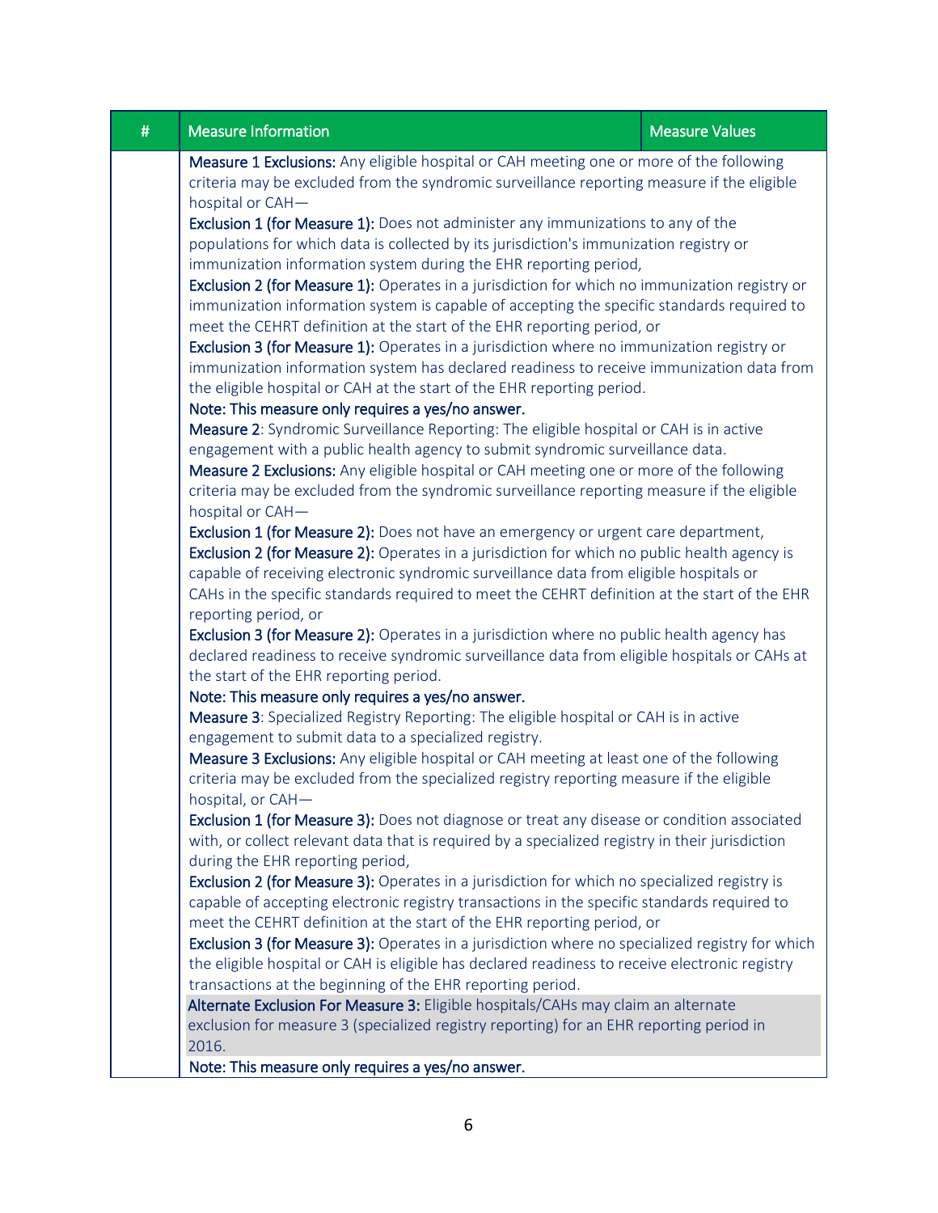| # | Measure Information | Measure Values |
|---|---|---|
| | **Measure 1 Exclusions:** Any eligible hospital or CAH meeting one or more of the following criteria may be excluded from the syndromic surveillance reporting measure if the eligible hospital or CAH—<br>**Exclusion 1 (for Measure 1):** Does not administer any immunizations to any of the populations for which data is collected by its jurisdiction's immunization registry or immunization information system during the EHR reporting period,<br>**Exclusion 2 (for Measure 1):** Operates in a jurisdiction for which no immunization registry or immunization information system is capable of accepting the specific standards required to meet the CEHRT definition at the start of the EHR reporting period, or<br>**Exclusion 3 (for Measure 1):** Operates in a jurisdiction where no immunization registry or immunization information system has declared readiness to receive immunization data from the eligible hospital or CAH at the start of the EHR reporting period.<br>**Note: This measure only requires a yes/no answer.**<br>**Measure 2**: Syndromic Surveillance Reporting: The eligible hospital or CAH is in active engagement with a public health agency to submit syndromic surveillance data.<br>**Measure 2 Exclusions:** Any eligible hospital or CAH meeting one or more of the following criteria may be excluded from the syndromic surveillance reporting measure if the eligible hospital or CAH—<br>**Exclusion 1 (for Measure 2):** Does not have an emergency or urgent care department,<br>**Exclusion 2 (for Measure 2):** Operates in a jurisdiction for which no public health agency is capable of receiving electronic syndromic surveillance data from eligible hospitals or CAHs in the specific standards required to meet the CEHRT definition at the start of the EHR reporting period, or<br>**Exclusion 3 (for Measure 2):** Operates in a jurisdiction where no public health agency has declared readiness to receive syndromic surveillance data from eligible hospitals or CAHs at the start of the EHR reporting period.<br>**Note: This measure only requires a yes/no answer.**<br>**Measure 3**: Specialized Registry Reporting: The eligible hospital or CAH is in active engagement to submit data to a specialized registry.<br>**Measure 3 Exclusions:** Any eligible hospital or CAH meeting at least one of the following criteria may be excluded from the specialized registry reporting measure if the eligible hospital, or CAH—<br>**Exclusion 1 (for Measure 3):** Does not diagnose or treat any disease or condition associated with, or collect relevant data that is required by a specialized registry in their jurisdiction during the EHR reporting period,<br>**Exclusion 2 (for Measure 3):** Operates in a jurisdiction for which no specialized registry is capable of accepting electronic registry transactions in the specific standards required to meet the CEHRT definition at the start of the EHR reporting period, or<br>**Exclusion 3 (for Measure 3):** Operates in a jurisdiction where no specialized registry for which the eligible hospital or CAH is eligible has declared readiness to receive electronic registry transactions at the beginning of the EHR reporting period.<br>**Alternate Exclusion For Measure 3:** Eligible hospitals/CAHs may claim an alternate exclusion for measure 3 (specialized registry reporting) for an EHR reporting period in 2016.<br>**Note: This measure only requires a yes/no answer.** | |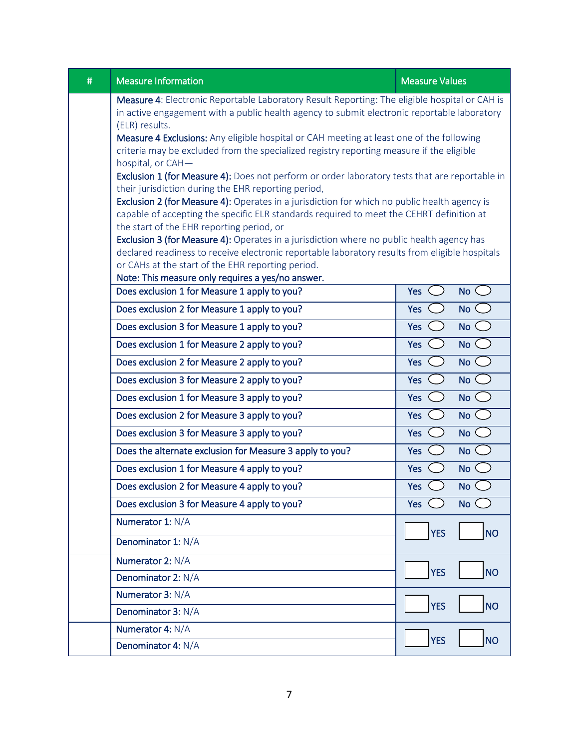| # | Measure Information | Measure Values |
|---|---|---|
| | **Measure 4**: Electronic Reportable Laboratory Result Reporting: The eligible hospital or CAH is in active engagement with a public health agency to submit electronic reportable laboratory (ELR) results.<br>**Measure 4 Exclusions:** Any eligible hospital or CAH meeting at least one of the following criteria may be excluded from the specialized registry reporting measure if the eligible hospital, or CAH—<br>**Exclusion 1 (for Measure 4):** Does not perform or order laboratory tests that are reportable in their jurisdiction during the EHR reporting period,<br>**Exclusion 2 (for Measure 4):** Operates in a jurisdiction for which no public health agency is capable of accepting the specific ELR standards required to meet the CEHRT definition at the start of the EHR reporting period, or<br>**Exclusion 3 (for Measure 4):** Operates in a jurisdiction where no public health agency has declared readiness to receive electronic reportable laboratory results from eligible hospitals or CAHs at the start of the EHR reporting period.<br>**Note: This measure only requires a yes/no answer.** | |
| | Does exclusion 1 for Measure 1 apply to you? | Yes ◯ No ◯ |
| | Does exclusion 2 for Measure 1 apply to you? | Yes ◯ No ◯ |
| | Does exclusion 3 for Measure 1 apply to you? | Yes ◯ No ◯ |
| | Does exclusion 1 for Measure 2 apply to you? | Yes ◯ No ◯ |
| | Does exclusion 2 for Measure 2 apply to you? | Yes ◯ No ◯ |
| | Does exclusion 3 for Measure 2 apply to you? | Yes ◯ No ◯ |
| | Does exclusion 1 for Measure 3 apply to you? | Yes ◯ No ◯ |
| | Does exclusion 2 for Measure 3 apply to you? | Yes ◯ No ◯ |
| | Does exclusion 3 for Measure 3 apply to you? | Yes ◯ No ◯ |
| | Does the alternate exclusion for Measure 3 apply to you? | Yes ◯ No ◯ |
| | Does exclusion 1 for Measure 4 apply to you? | Yes ◯ No ◯ |
| | Does exclusion 2 for Measure 4 apply to you? | Yes ◯ No ◯ |
| | Does exclusion 3 for Measure 4 apply to you? | Yes ◯ No ◯ |
| | Numerator 1: N/A<br>Denominator 1: N/A | ☐ YES ☐ NO |
| | Numerator 2: N/A<br>Denominator 2: N/A | ☐ YES ☐ NO |
| | Numerator 3: N/A<br>Denominator 3: N/A | ☐ YES ☐ NO |
| | Numerator 4: N/A<br>Denominator 4: N/A | ☐ YES ☐ NO |